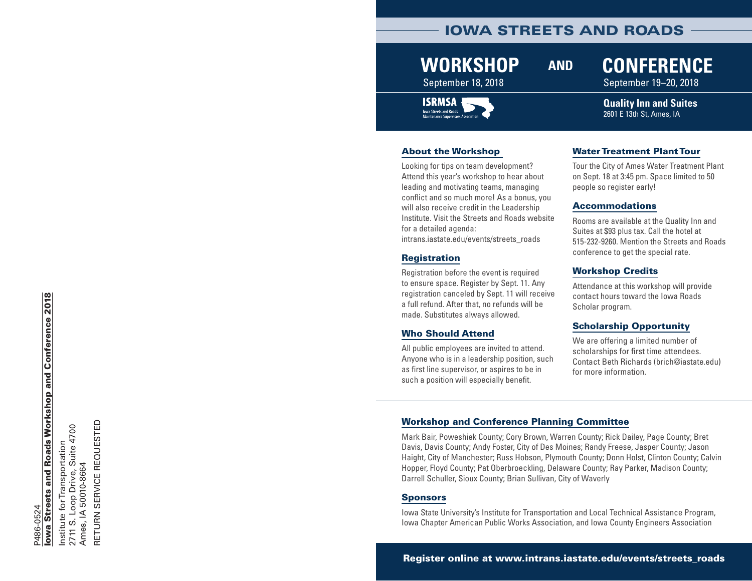P486-0524
**Iowa Streets and Roads Workshop and Conference 2018**

Institute for Transportation
2711 S. Loop Drive, Suite 4700
Ames, IA 50010-8664

RETURN SERVICE REQUESTED

# IOWA STREETS AND ROADS

## WORKSHOP AND CONFERENCE

**WORKSHOP**
September 18, 2018

**CONFERENCE**
September 19–20, 2018

ISRMSA
Iowa Streets and Roads Maintenance Supervisors Association

**Quality Inn and Suites**
2601 E 13th St, Ames, IA

### About the Workshop

Looking for tips on team development? Attend this year's workshop to hear about leading and motivating teams, managing conflict and so much more! As a bonus, you will also receive credit in the Leadership Institute. Visit the Streets and Roads website for a detailed agenda:
intrans.iastate.edu/events/streets_roads

### Registration

Registration before the event is required to ensure space. Register by Sept. 11. Any registration canceled by Sept. 11 will receive a full refund. After that, no refunds will be made. Substitutes always allowed.

### Who Should Attend

All public employees are invited to attend. Anyone who is in a leadership position, such as first line supervisor, or aspires to be in such a position will especially benefit.

### Water Treatment Plant Tour

Tour the City of Ames Water Treatment Plant on Sept. 18 at 3:45 pm. Space limited to 50 people so register early!

### Accommodations

Rooms are available at the Quality Inn and Suites at $93 plus tax. Call the hotel at 515-232-9260. Mention the Streets and Roads conference to get the special rate.

### Workshop Credits

Attendance at this workshop will provide contact hours toward the Iowa Roads Scholar program.

### Scholarship Opportunity

We are offering a limited number of scholarships for first time attendees. Contact Beth Richards (brich@iastate.edu) for more information.

### Workshop and Conference Planning Committee

Mark Bair, Poweshiek County; Cory Brown, Warren County; Rick Dailey, Page County; Bret Davis, Davis County; Andy Foster, City of Des Moines; Randy Freese, Jasper County; Jason Haight, City of Manchester; Russ Hobson, Plymouth County; Donn Holst, Clinton County; Calvin Hopper, Floyd County; Pat Oberbroeckling, Delaware County; Ray Parker, Madison County; Darrell Schuller, Sioux County; Brian Sullivan, City of Waverly

### Sponsors

Iowa State University's Institute for Transportation and Local Technical Assistance Program, Iowa Chapter American Public Works Association, and Iowa County Engineers Association

**Register online at www.intrans.iastate.edu/events/streets_roads**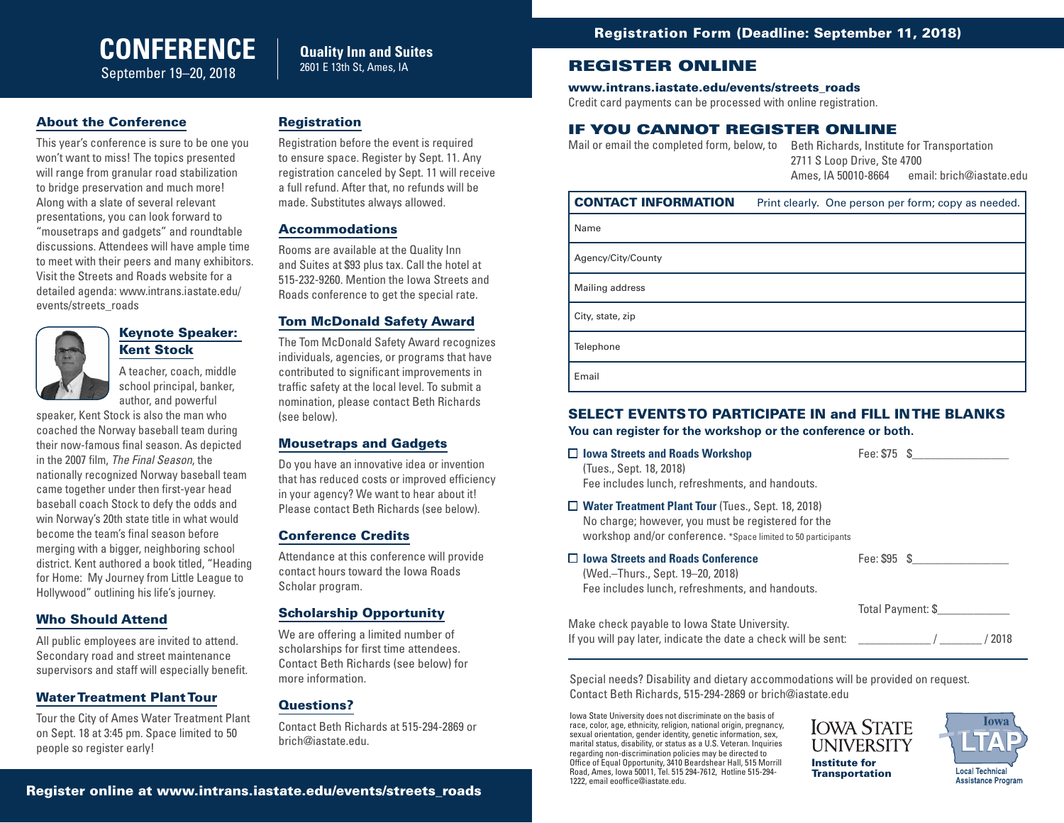# CONFERENCE

September 19–20, 2018

**Quality Inn and Suites**
2601 E 13th St, Ames, IA

## About the Conference

This year's conference is sure to be one you won't want to miss! The topics presented will range from granular road stabilization to bridge preservation and much more! Along with a slate of several relevant presentations, you can look forward to "mousetraps and gadgets" and roundtable discussions. Attendees will have ample time to meet with their peers and many exhibitors. Visit the Streets and Roads website for a detailed agenda: www.intrans.iastate.edu/events/streets_roads

## Keynote Speaker: Kent Stock

A teacher, coach, middle school principal, banker, author, and powerful speaker, Kent Stock is also the man who coached the Norway baseball team during their now-famous final season. As depicted in the 2007 film, *The Final Season*, the nationally recognized Norway baseball team came together under then first-year head baseball coach Stock to defy the odds and win Norway's 20th state title in what would become the team's final season before merging with a bigger, neighboring school district. Kent authored a book titled, "Heading for Home: My Journey from Little League to Hollywood" outlining his life's journey.

## Who Should Attend

All public employees are invited to attend. Secondary road and street maintenance supervisors and staff will especially benefit.

## Water Treatment Plant Tour

Tour the City of Ames Water Treatment Plant on Sept. 18 at 3:45 pm. Space limited to 50 people so register early!

## Registration

Registration before the event is required to ensure space. Register by Sept. 11. Any registration canceled by Sept. 11 will receive a full refund. After that, no refunds will be made. Substitutes always allowed.

## Accommodations

Rooms are available at the Quality Inn and Suites at $93 plus tax. Call the hotel at 515-232-9260. Mention the Iowa Streets and Roads conference to get the special rate.

## Tom McDonald Safety Award

The Tom McDonald Safety Award recognizes individuals, agencies, or programs that have contributed to significant improvements in traffic safety at the local level. To submit a nomination, please contact Beth Richards (see below).

## Mousetraps and Gadgets

Do you have an innovative idea or invention that has reduced costs or improved efficiency in your agency? We want to hear about it! Please contact Beth Richards (see below).

## Conference Credits

Attendance at this conference will provide contact hours toward the Iowa Roads Scholar program.

## Scholarship Opportunity

We are offering a limited number of scholarships for first time attendees. Contact Beth Richards (see below) for more information.

## Questions?

Contact Beth Richards at 515-294-2869 or brich@iastate.edu.

**Register online at www.intrans.iastate.edu/events/streets_roads**

---

**Registration Form (Deadline: September 11, 2018)**

## REGISTER ONLINE

**www.intrans.iastate.edu/events/streets_roads**
Credit card payments can be processed with online registration.

## IF YOU CANNOT REGISTER ONLINE

Mail or email the completed form, below, to
Beth Richards, Institute for Transportation
2711 S Loop Drive, Ste 4700
Ames, IA 50010-8664 email: brich@iastate.edu

| **CONTACT INFORMATION** Print clearly. One person per form; copy as needed. |
|---|
| Name |
| Agency/City/County |
| Mailing address |
| City, state, zip |
| Telephone |
| Email |

## SELECT EVENTS TO PARTICIPATE IN and FILL IN THE BLANKS

**You can register for the workshop or the conference or both.**

- ☐ **Iowa Streets and Roads Workshop** (Tues., Sept. 18, 2018) Fee includes lunch, refreshments, and handouts. — Fee: $75 $________________
- ☐ **Water Treatment Plant Tour** (Tues., Sept. 18, 2018) No charge; however, you must be registered for the workshop and/or conference. *Space limited to 50 participants
- ☐ **Iowa Streets and Roads Conference** (Wed.–Thurs., Sept. 19–20, 2018) Fee includes lunch, refreshments, and handouts. — Fee: $95 $________________

Total Payment: $____________

Make check payable to Iowa State University.
If you will pay later, indicate the date a check will be sent: ____________ / _______ / 2018

Special needs? Disability and dietary accommodations will be provided on request. Contact Beth Richards, 515-294-2869 or brich@iastate.edu

Iowa State University does not discriminate on the basis of race, color, age, ethnicity, religion, national origin, pregnancy, sexual orientation, gender identity, genetic information, sex, marital status, disability, or status as a U.S. Veteran. Inquiries regarding non-discrimination policies may be directed to Office of Equal Opportunity, 3410 Beardshear Hall, 515 Morrill Road, Ames, Iowa 50011, Tel. 515 294-7612, Hotline 515-294-1222, email eooffice@iastate.edu.

IOWA STATE UNIVERSITY
Institute for Transportation

Iowa LTAP
Local Technical Assistance Program